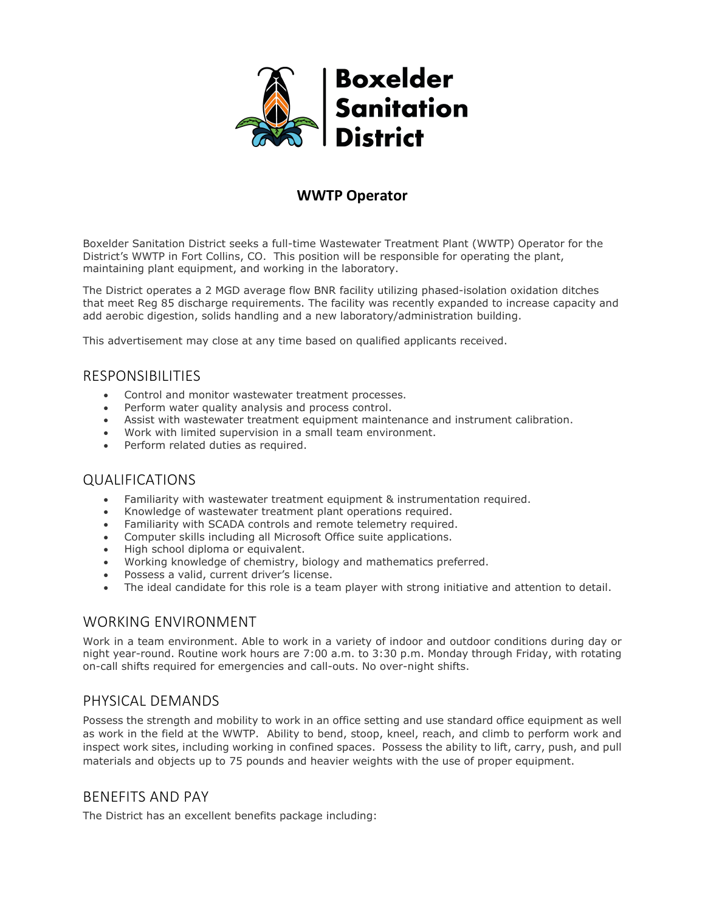# Boxelder Sanitation District

## WWTP Operator

Boxelder Sanitation District seeks a full-time Wastewater Treatment Plant (WWTP) Operator for the District's WWTP in Fort Collins, CO. This position will be responsible for operating the plant, maintaining plant equipment, and working in the laboratory.

The District operates a 2 MGD average flow BNR facility utilizing phased-isolation oxidation ditches that meet Reg 85 discharge requirements. The facility was recently expanded to increase capacity and add aerobic digestion, solids handling and a new laboratory/administration building.

This advertisement may close at any time based on qualified applicants received.

## RESPONSIBILITIES

- Control and monitor wastewater treatment processes.
- Perform water quality analysis and process control.
- Assist with wastewater treatment equipment maintenance and instrument calibration.
- Work with limited supervision in a small team environment.
- Perform related duties as required.

## QUALIFICATIONS

- Familiarity with wastewater treatment equipment & instrumentation required.
- Knowledge of wastewater treatment plant operations required.
- Familiarity with SCADA controls and remote telemetry required.
- Computer skills including all Microsoft Office suite applications.
- High school diploma or equivalent.
- Working knowledge of chemistry, biology and mathematics preferred.
- Possess a valid, current driver's license.
- The ideal candidate for this role is a team player with strong initiative and attention to detail.

## WORKING ENVIRONMENT

Work in a team environment. Able to work in a variety of indoor and outdoor conditions during day or night year-round. Routine work hours are 7:00 a.m. to 3:30 p.m. Monday through Friday, with rotating on-call shifts required for emergencies and call-outs. No over-night shifts.

## PHYSICAL DEMANDS

Possess the strength and mobility to work in an office setting and use standard office equipment as well as work in the field at the WWTP. Ability to bend, stoop, kneel, reach, and climb to perform work and inspect work sites, including working in confined spaces. Possess the ability to lift, carry, push, and pull materials and objects up to 75 pounds and heavier weights with the use of proper equipment.

## BENEFITS AND PAY

The District has an excellent benefits package including: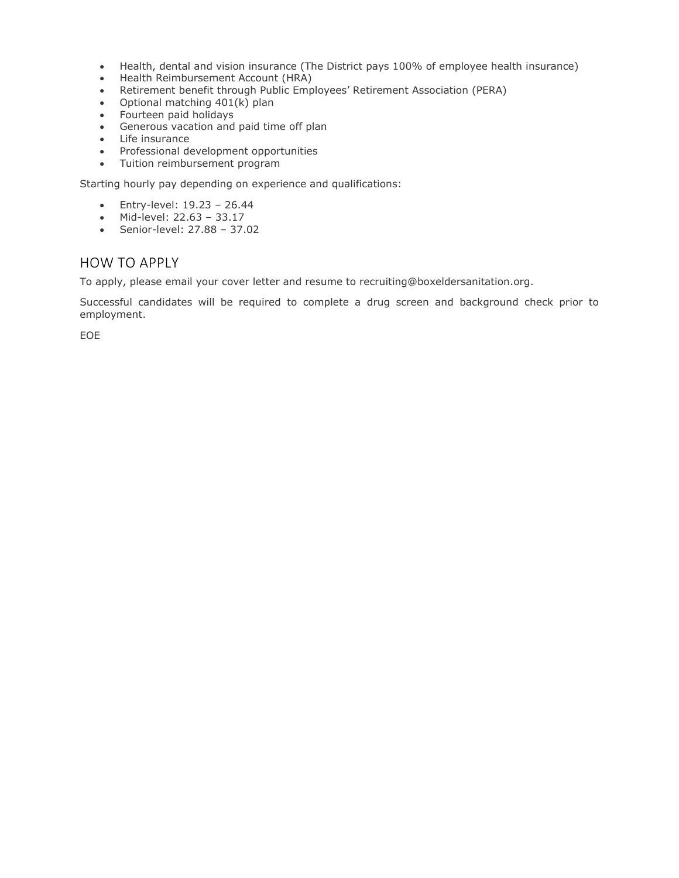- Health, dental and vision insurance (The District pays 100% of employee health insurance)
- Health Reimbursement Account (HRA)
- Retirement benefit through Public Employees' Retirement Association (PERA)
- Optional matching 401(k) plan
- Fourteen paid holidays
- Generous vacation and paid time off plan
- Life insurance
- Professional development opportunities
- Tuition reimbursement program

Starting hourly pay depending on experience and qualifications:

- Entry-level: 19.23 – 26.44
- Mid-level: 22.63 – 33.17
- Senior-level: 27.88 – 37.02

## HOW TO APPLY

To apply, please email your cover letter and resume to recruiting@boxeldersanitation.org.

Successful candidates will be required to complete a drug screen and background check prior to employment.

EOE